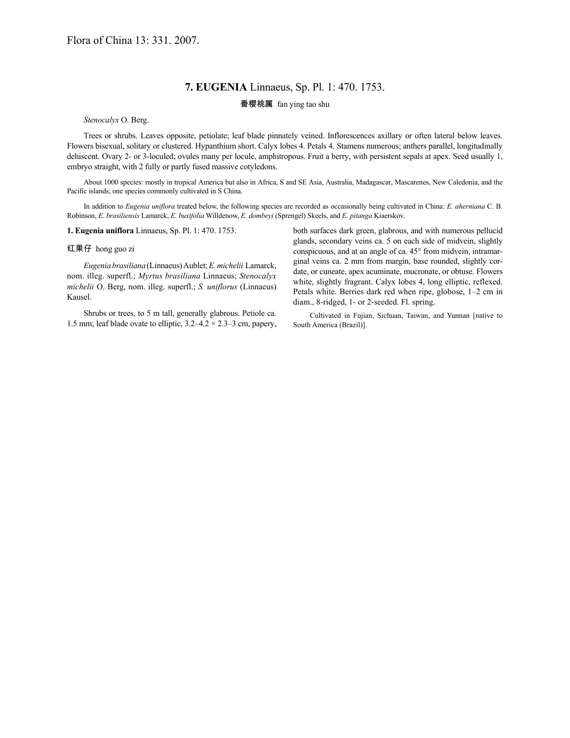Flora of China 13: 331. 2007.

## 7. **EUGENIA** Linnaeus, Sp. Pl. 1: 470. 1753.

番樱桃属 fan ying tao shu

*Stenocalyx* O. Berg.

Trees or shrubs. Leaves opposite, petiolate; leaf blade pinnately veined. Inflorescences axillary or often lateral below leaves. Flowers bisexual, solitary or clustered. Hypanthium short. Calyx lobes 4. Petals 4. Stamens numerous; anthers parallel, longitudinally dehiscent. Ovary 2- or 3-loculed; ovules many per locule, amphitropous. Fruit a berry, with persistent sepals at apex. Seed usually 1, embryo straight, with 2 fully or partly fused massive cotyledons.

About 1000 species: mostly in tropical America but also in Africa, S and SE Asia, Australia, Madagascar, Mascarenes, New Caledonia, and the Pacific islands; one species commonly cultivated in S China.

In addition to *Eugenia uniflora* treated below, the following species are recorded as occasionally being cultivated in China: *E. aherniana* C. B. Robinson, *E. brasiliensis* Lamarck, *E. buxifolia* Willdenow, *E. dombeyi* (Sprengel) Skeels, and *E. pitanga* Kiaerskov.

**1. Eugenia uniflora** Linnaeus, Sp. Pl. 1: 470. 1753.

红果仔 hong guo zi

*Eugenia brasiliana* (Linnaeus) Aublet; *E. michelii* Lamarck, nom. illeg. superfl.; *Myrtus brasiliana* Linnaeus; *Stenocalyx michelii* O. Berg, nom. illeg. superfl.; *S. uniflorus* (Linnaeus) Kausel.

Shrubs or trees, to 5 m tall, generally glabrous. Petiole ca. 1.5 mm; leaf blade ovate to elliptic, 3.2–4.2 × 2.3–3 cm, papery, both surfaces dark green, glabrous, and with numerous pellucid glands, secondary veins ca. 5 on each side of midvein, slightly conspicuous, and at an angle of ca. 45° from midvein, intramarginal veins ca. 2 mm from margin, base rounded, slightly cordate, or cuneate, apex acuminate, mucronate, or obtuse. Flowers white, slightly fragrant. Calyx lobes 4, long elliptic, reflexed. Petals white. Berries dark red when ripe, globose, 1–2 cm in diam., 8-ridged, 1- or 2-seeded. Fl. spring.

Cultivated in Fujian, Sichuan, Taiwan, and Yunnan [native to South America (Brazil)].